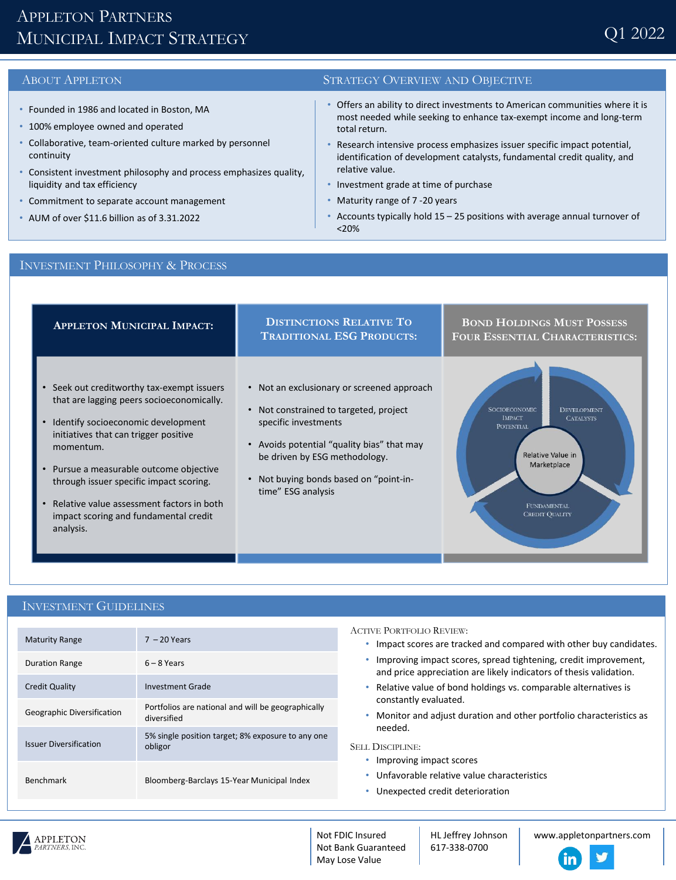# Appleton Partners Municipal Impact Strategy

Q1 2022

## About Appleton

- Founded in 1986 and located in Boston, MA
- 100% employee owned and operated
- Collaborative, team-oriented culture marked by personnel continuity
- Consistent investment philosophy and process emphasizes quality, liquidity and tax efficiency
- Commitment to separate account management
- AUM of over $11.6 billion as of 3.31.2022

## Strategy Overview and Objective

- Offers an ability to direct investments to American communities where it is most needed while seeking to enhance tax-exempt income and long-term total return.
- Research intensive process emphasizes issuer specific impact potential, identification of development catalysts, fundamental credit quality, and relative value.
- Investment grade at time of purchase
- Maturity range of 7 -20 years
- Accounts typically hold 15 – 25 positions with average annual turnover of <20%

## Investment Philosophy & Process

### Appleton Municipal Impact:

- Seek out creditworthy tax-exempt issuers that are lagging peers socioeconomically.
- Identify socioeconomic development initiatives that can trigger positive momentum.
- Pursue a measurable outcome objective through issuer specific impact scoring.
- Relative value assessment factors in both impact scoring and fundamental credit analysis.

### Distinctions Relative To Traditional ESG Products:

- Not an exclusionary or screened approach
- Not constrained to targeted, project specific investments
- Avoids potential "quality bias" that may be driven by ESG methodology.
- Not buying bonds based on "point-in-time" ESG analysis

### Bond Holdings Must Possess Four Essential Characteristics:

- Socioeconomic Impact Potential
- Development Catalysts
- Fundamental Credit Quality
- Relative Value in Marketplace

## Investment Guidelines

| | |
|---|---|
| Maturity Range | 7 – 20 Years |
| Duration Range | 6 – 8 Years |
| Credit Quality | Investment Grade |
| Geographic Diversification | Portfolios are national and will be geographically diversified |
| Issuer Diversification | 5% single position target; 8% exposure to any one obligor |
| Benchmark | Bloomberg-Barclays 15-Year Municipal Index |

### Active Portfolio Review:

- Impact scores are tracked and compared with other buy candidates.
- Improving impact scores, spread tightening, credit improvement, and price appreciation are likely indicators of thesis validation.
- Relative value of bond holdings vs. comparable alternatives is constantly evaluated.
- Monitor and adjust duration and other portfolio characteristics as needed.

### Sell Discipline:

- Improving impact scores
- Unfavorable relative value characteristics
- Unexpected credit deterioration

Appleton Partners, Inc.

Not FDIC Insured
Not Bank Guaranteed
May Lose Value

HL Jeffrey Johnson
617-338-0700

www.appletonpartners.com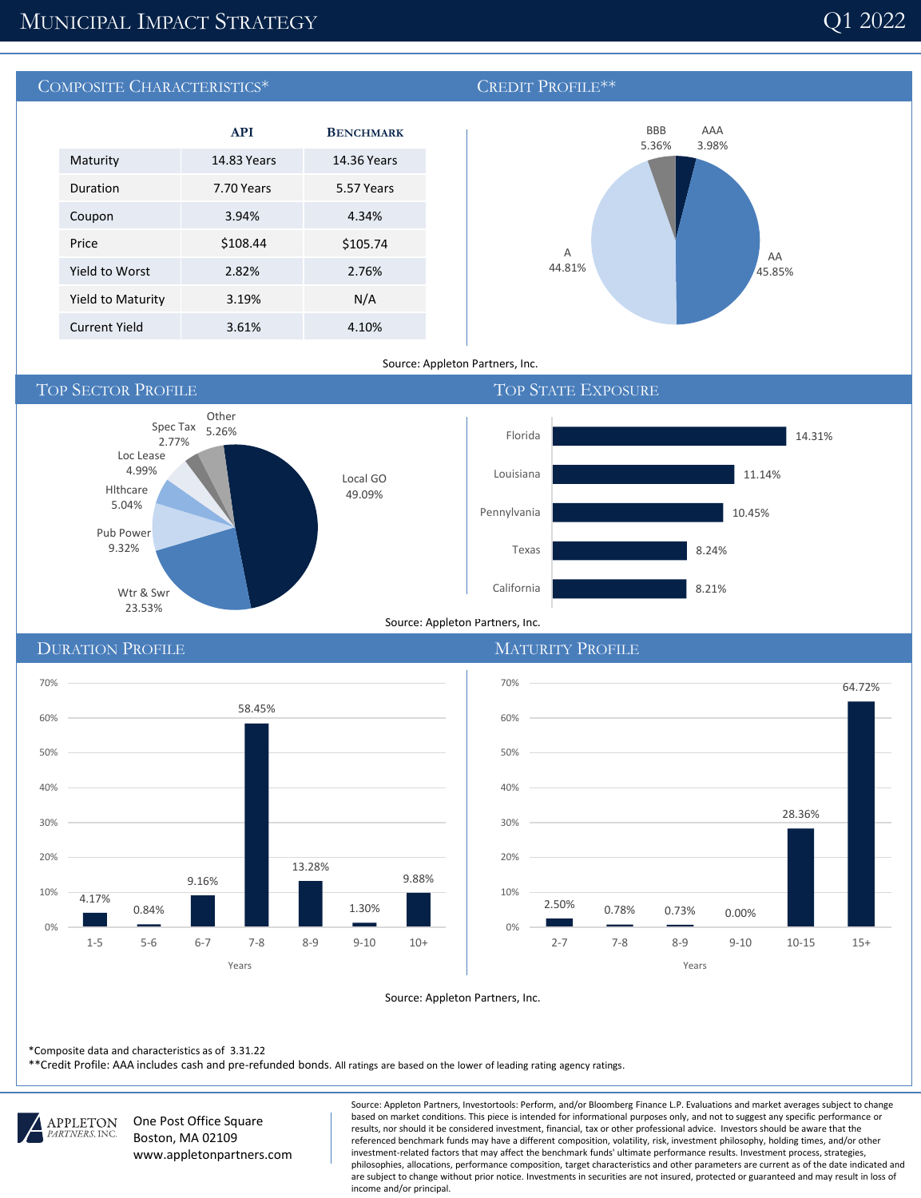# Municipal Impact Strategy

Q1 2022

## Composite Characteristics*

| | API | Benchmark |
|---|---|---|
| Maturity | 14.83 Years | 14.36 Years |
| Duration | 7.70 Years | 5.57 Years |
| Coupon | 3.94% | 4.34% |
| Price | $108.44 | $105.74 |
| Yield to Worst | 2.82% | 2.76% |
| Yield to Maturity | 3.19% | N/A |
| Current Yield | 3.61% | 4.10% |

## Credit Profile**

BBB 5.36%
AAA 3.98%
AA 45.85%
A 44.81%

Source: Appleton Partners, Inc.

## Top Sector Profile

Local GO 49.09%
Wtr & Swr 23.53%
Pub Power 9.32%
Hlthcare 5.04%
Loc Lease 4.99%
Spec Tax 2.77%
Other 5.26%

## Top State Exposure

Florida 14.31%
Louisiana 11.14%
Pennylvania 10.45%
Texas 8.24%
California 8.21%

Source: Appleton Partners, Inc.

## Duration Profile

70%
60%
50%
40%
30%
20%
10%
0%

1-5: 4.17%
5-6: 0.84%
6-7: 9.16%
7-8: 58.45%
8-9: 13.28%
9-10: 1.30%
10+: 9.88%

Years

## Maturity Profile

70%
60%
50%
40%
30%
20%
10%
0%

2-7: 2.50%
7-8: 0.78%
8-9: 0.73%
9-10: 0.00%
10-15: 28.36%
15+: 64.72%

Years

Source: Appleton Partners, Inc.

*Composite data and characteristics as of 3.31.22
**Credit Profile: AAA includes cash and pre-refunded bonds. All ratings are based on the lower of leading rating agency ratings.

Appleton Partners, Inc.
One Post Office Square
Boston, MA 02109
www.appletonpartners.com

Source: Appleton Partners, Investortools: Perform, and/or Bloomberg Finance L.P. Evaluations and market averages subject to change based on market conditions. This piece is intended for informational purposes only, and not to suggest any specific performance or results, nor should it be considered investment, financial, tax or other professional advice. Investors should be aware that the referenced benchmark funds may have a different composition, volatility, risk, investment philosophy, holding times, and/or other investment-related factors that may affect the benchmark funds' ultimate performance results. Investment process, strategies, philosophies, allocations, performance composition, target characteristics and other parameters are current as of the date indicated and are subject to change without prior notice. Investments in securities are not insured, protected or guaranteed and may result in loss of income and/or principal.